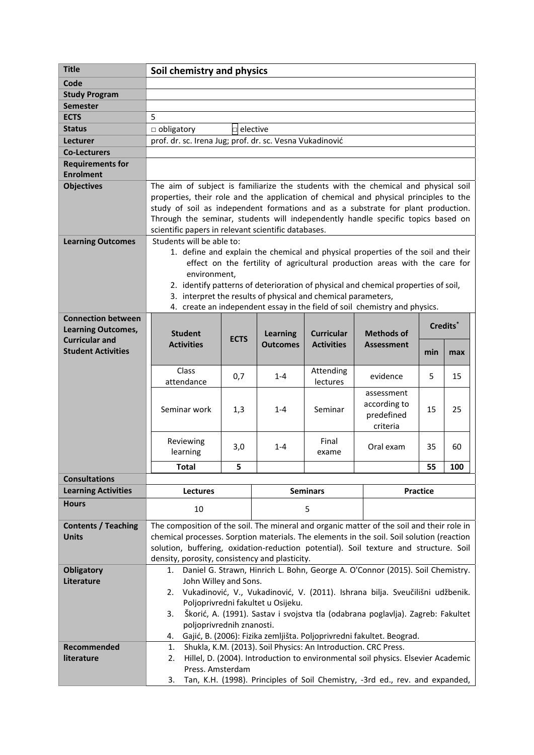| **Title** | **Soil chemistry and physics** |
|---|---|
| **Code** | |
| **Study Program** | |
| **Semester** | |
| **ECTS** | 5 |
| **Status** | □ obligatory □ elective |
| **Lecturer** | prof. dr. sc. Irena Jug; prof. dr. sc. Vesna Vukadinović |
| **Co-Lecturers** | |
| **Requirements for Enrolment** | |
| **Objectives** | The aim of subject is familiarize the students with the chemical and physical soil properties, their role and the application of chemical and physical principles to the study of soil as independent formations and as a substrate for plant production. Through the seminar, students will independently handle specific topics based on scientific papers in relevant scientific databases. |
| **Learning Outcomes** | Students will be able to:<br>1. define and explain the chemical and physical properties of the soil and their effect on the fertility of agricultural production areas with the care for environment,<br>2. identify patterns of deterioration of physical and chemical properties of soil,<br>3. interpret the results of physical and chemical parameters,<br>4. create an independent essay in the field of soil chemistry and physics. |

**Connection between Learning Outcomes, Curricular and Student Activities**

| Student Activities | ECTS | Learning Outcomes | Curricular Activities | Methods of Assessment | Credits* | |
|---|---|---|---|---|---|---|
| | | | | | **min** | **max** |
| Class attendance | 0,7 | 1-4 | Attending lectures | evidence | 5 | 15 |
| Seminar work | 1,3 | 1-4 | Seminar | assessment according to predefined criteria | 15 | 25 |
| Reviewing learning | 3,0 | 1-4 | Final exame | Oral exam | 35 | 60 |
| **Total** | **5** | | | | **55** | **100** |

| **Consultations** | | | |
|---|---|---|---|
| **Learning Activities** | **Lectures** | **Seminars** | **Practice** |
| **Hours** | 10 | 5 | |

| **Contents / Teaching Units** | The composition of the soil. The mineral and organic matter of the soil and their role in chemical processes. Sorption materials. The elements in the soil. Soil solution (reaction solution, buffering, oxidation-reduction potential). Soil texture and structure. Soil density, porosity, consistency and plasticity. |
|---|---|
| **Obligatory Literature** | 1. Daniel G. Strawn, Hinrich L. Bohn, George A. O'Connor (2015). Soil Chemistry. John Willey and Sons.<br>2. Vukadinović, V., Vukadinović, V. (2011). Ishrana bilja. Sveučilišni udžbenik. Poljoprivredni fakultet u Osijeku.<br>3. Škorić, A. (1991). Sastav i svojstva tla (odabrana poglavlja). Zagreb: Fakultet poljoprivrednih znanosti.<br>4. Gajić, B. (2006): Fizika zemljišta. Poljoprivredni fakultet. Beograd. |
| **Recommended literature** | 1. Shukla, K.M. (2013). Soil Physics: An Introduction. CRC Press.<br>2. Hillel, D. (2004). Introduction to environmental soil physics. Elsevier Academic Press. Amsterdam<br>3. Tan, K.H. (1998). Principles of Soil Chemistry, -3rd ed., rev. and expanded, |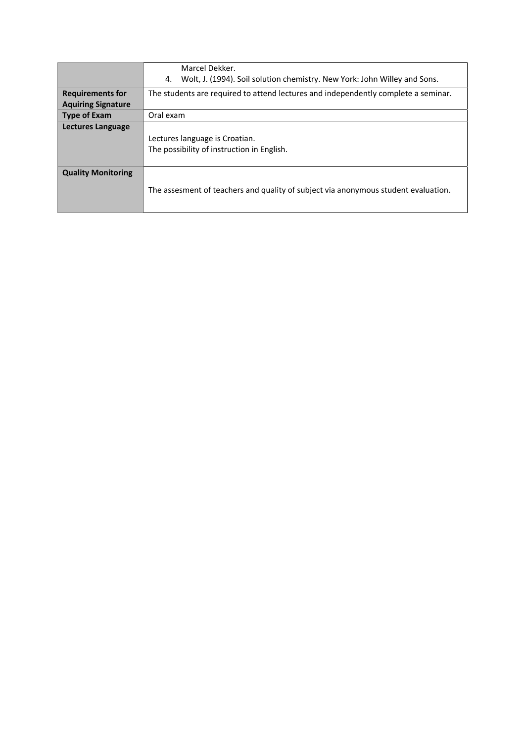| | |
|---|---|
| | Marcel Dekker.<br>4. Wolt, J. (1994). Soil solution chemistry. New York: John Willey and Sons. |
| **Requirements for Aquiring Signature** | The students are required to attend lectures and independently complete a seminar. |
| **Type of Exam** | Oral exam |
| **Lectures Language** | Lectures language is Croatian.<br>The possibility of instruction in English. |
| **Quality Monitoring** | The assesment of teachers and quality of subject via anonymous student evaluation. |